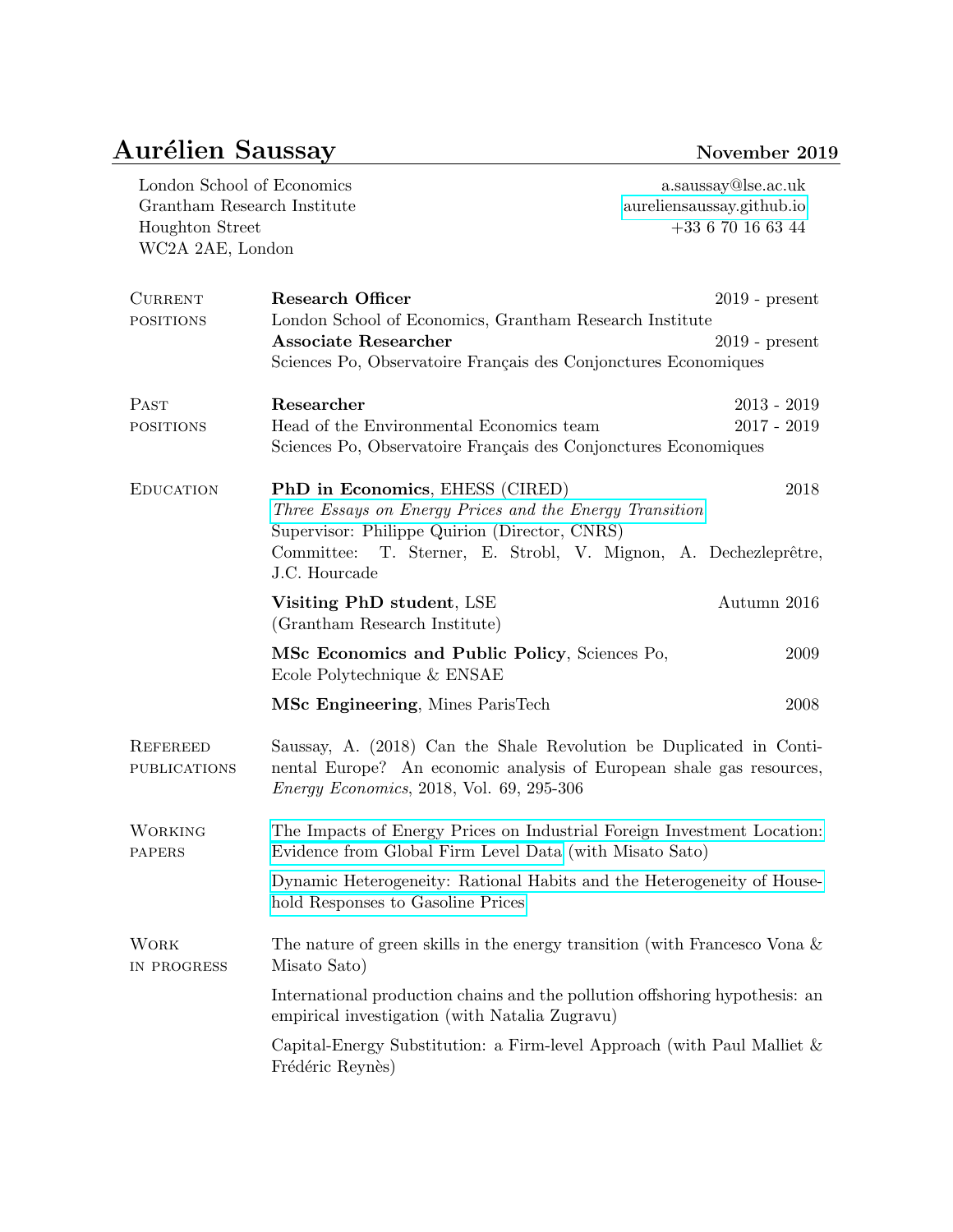# Aurélien Saussay

**November 2019**

London School of Economics
Grantham Research Institute
Houghton Street
WC2A 2AE, London

a.saussay@lse.ac.uk
aureliensaussay.github.io
+33 6 70 16 63 44

## Current positions

**Research Officer** — 2019 - present
London School of Economics, Grantham Research Institute

**Associate Researcher** — 2019 - present
Sciences Po, Observatoire Français des Conjonctures Economiques

## Past positions

**Researcher** — 2013 - 2019
Head of the Environmental Economics team — 2017 - 2019
Sciences Po, Observatoire Français des Conjonctures Economiques

## Education

**PhD in Economics**, EHESS (CIRED) — 2018
*Three Essays on Energy Prices and the Energy Transition*
Supervisor: Philippe Quirion (Director, CNRS)
Committee: T. Sterner, E. Strobl, V. Mignon, A. Dechezleprêtre, J.C. Hourcade

**Visiting PhD student**, LSE (Grantham Research Institute) — Autumn 2016

**MSc Economics and Public Policy**, Sciences Po, Ecole Polytechnique & ENSAE — 2009

**MSc Engineering**, Mines ParisTech — 2008

## Refereed publications

Saussay, A. (2018) Can the Shale Revolution be Duplicated in Continental Europe? An economic analysis of European shale gas resources, *Energy Economics*, 2018, Vol. 69, 295-306

## Working papers

The Impacts of Energy Prices on Industrial Foreign Investment Location: Evidence from Global Firm Level Data (with Misato Sato)

Dynamic Heterogeneity: Rational Habits and the Heterogeneity of Household Responses to Gasoline Prices

## Work in progress

The nature of green skills in the energy transition (with Francesco Vona & Misato Sato)

International production chains and the pollution offshoring hypothesis: an empirical investigation (with Natalia Zugravu)

Capital-Energy Substitution: a Firm-level Approach (with Paul Malliet & Frédéric Reynès)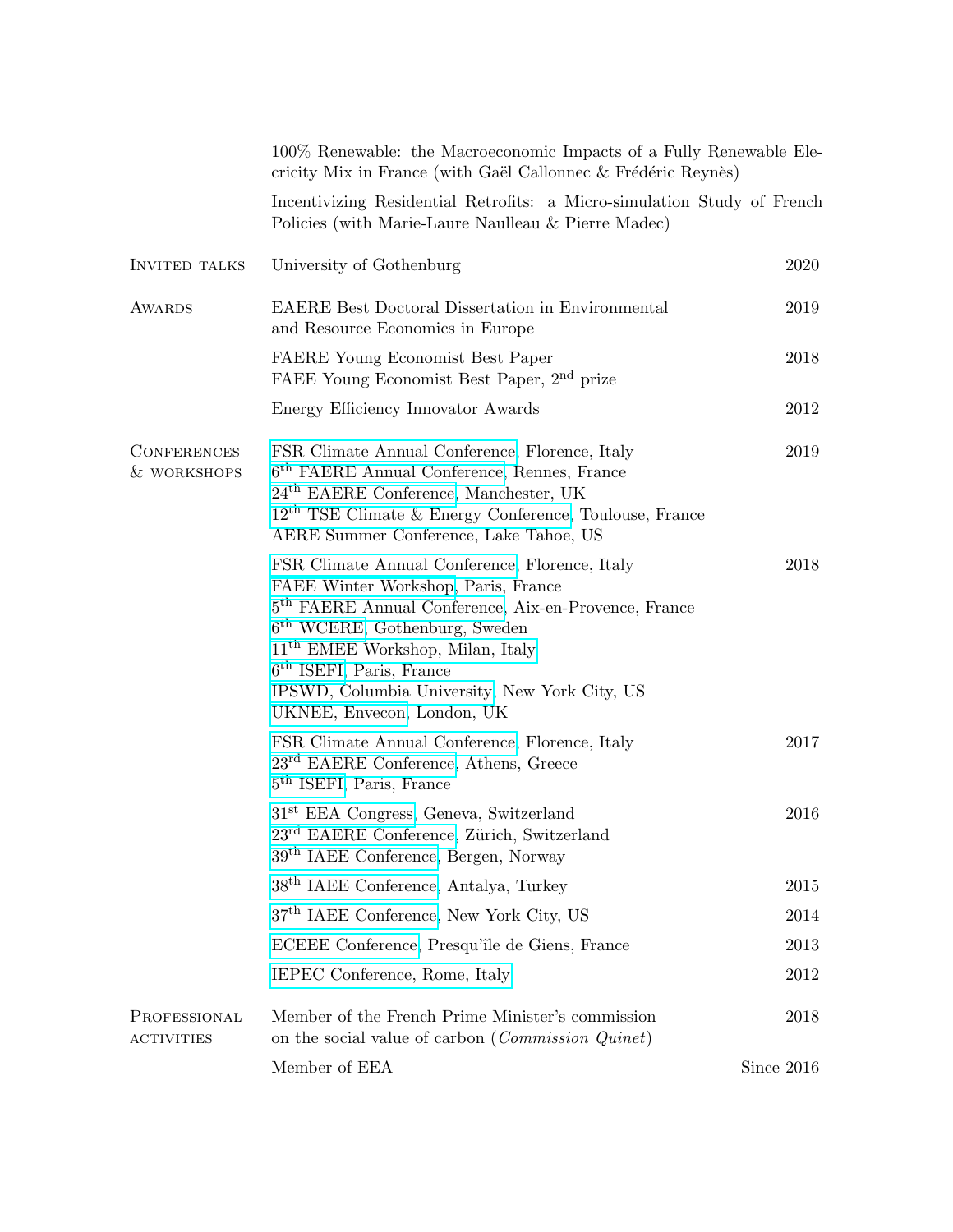100% Renewable: the Macroeconomic Impacts of a Fully Renewable Elecricity Mix in France (with Gaël Callonnec & Frédéric Reynès)

Incentivizing Residential Retrofits: a Micro-simulation Study of French Policies (with Marie-Laure Naulleau & Pierre Madec)

## Invited talks

University of Gothenburg — 2020

## Awards

EAERE Best Doctoral Dissertation in Environmental and Resource Economics in Europe — 2019

FAERE Young Economist Best Paper
FAEE Young Economist Best Paper, 2nd prize — 2018

Energy Efficiency Innovator Awards — 2012

## Conferences & workshops

**2019**

- FSR Climate Annual Conference, Florence, Italy
- 6th FAERE Annual Conference, Rennes, France
- 24th EAERE Conference, Manchester, UK
- 12th TSE Climate & Energy Conference, Toulouse, France
- AERE Summer Conference, Lake Tahoe, US

**2018**

- FSR Climate Annual Conference, Florence, Italy
- FAEE Winter Workshop, Paris, France
- 5th FAERE Annual Conference, Aix-en-Provence, France
- 6th WCERE, Gothenburg, Sweden
- 11th EMEE Workshop, Milan, Italy
- 6th ISEFI, Paris, France
- IPSWD, Columbia University, New York City, US
- UKNEE, Envecon, London, UK

**2017**

- FSR Climate Annual Conference, Florence, Italy
- 23rd EAERE Conference, Athens, Greece
- 5th ISEFI, Paris, France

**2016**

- 31st EEA Congress, Geneva, Switzerland
- 23rd EAERE Conference, Zürich, Switzerland
- 39th IAEE Conference, Bergen, Norway

**2015**

- 38th IAEE Conference, Antalya, Turkey

**2014**

- 37th IAEE Conference, New York City, US

**2013**

- ECEEE Conference, Presqu'île de Giens, France

**2012**

- IEPEC Conference, Rome, Italy

## Professional activities

Member of the French Prime Minister's commission on the social value of carbon (*Commission Quinet*) — 2018

Member of EEA — Since 2016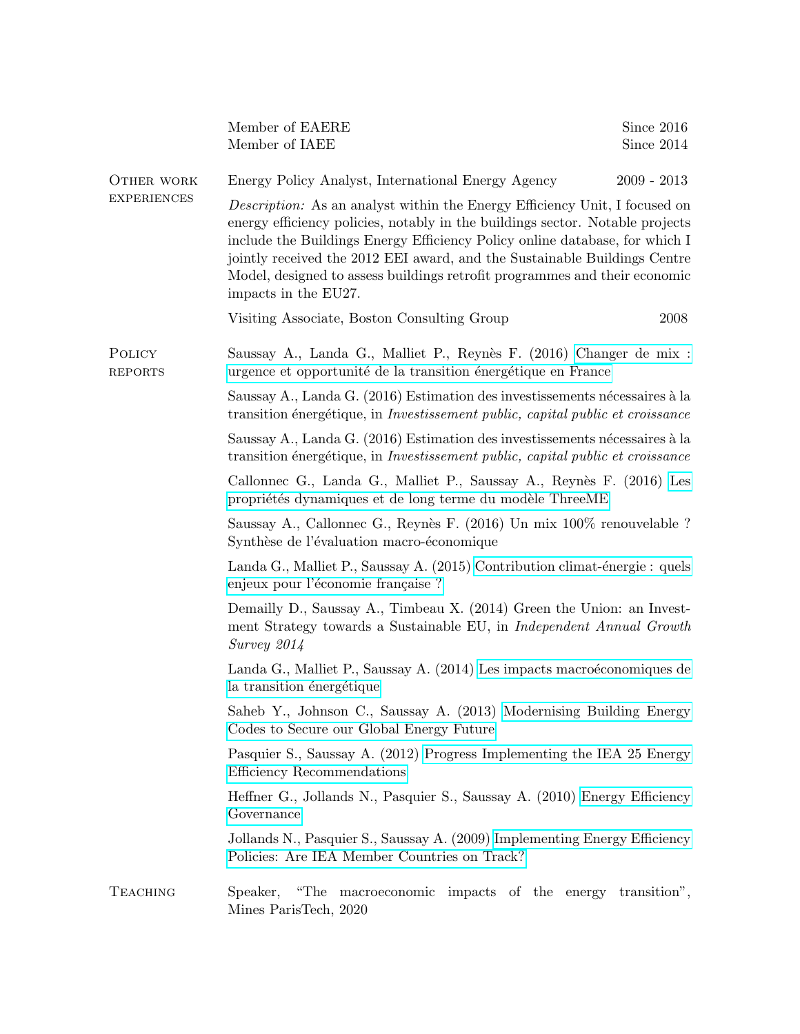Member of EAERE — Since 2016
Member of IAEE — Since 2014

## Other work experiences

Energy Policy Analyst, International Energy Agency — 2009 - 2013

*Description:* As an analyst within the Energy Efficiency Unit, I focused on energy efficiency policies, notably in the buildings sector. Notable projects include the Buildings Energy Efficiency Policy online database, for which I jointly received the 2012 EEI award, and the Sustainable Buildings Centre Model, designed to assess buildings retrofit programmes and their economic impacts in the EU27.

Visiting Associate, Boston Consulting Group — 2008

## Policy reports

Saussay A., Landa G., Malliet P., Reynès F. (2016) Changer de mix : urgence et opportunité de la transition énergétique en France

Saussay A., Landa G. (2016) Estimation des investissements nécessaires à la transition énergétique, in *Investissement public, capital public et croissance*

Saussay A., Landa G. (2016) Estimation des investissements nécessaires à la transition énergétique, in *Investissement public, capital public et croissance*

Callonnec G., Landa G., Malliet P., Saussay A., Reynès F. (2016) Les propriétés dynamiques et de long terme du modèle ThreeME

Saussay A., Callonnec G., Reynès F. (2016) Un mix 100% renouvelable ? Synthèse de l'évaluation macro-économique

Landa G., Malliet P., Saussay A. (2015) Contribution climat-énergie : quels enjeux pour l'économie française ?

Demailly D., Saussay A., Timbeau X. (2014) Green the Union: an Investment Strategy towards a Sustainable EU, in *Independent Annual Growth Survey 2014*

Landa G., Malliet P., Saussay A. (2014) Les impacts macroéconomiques de la transition énergétique

Saheb Y., Johnson C., Saussay A. (2013) Modernising Building Energy Codes to Secure our Global Energy Future

Pasquier S., Saussay A. (2012) Progress Implementing the IEA 25 Energy Efficiency Recommendations

Heffner G., Jollands N., Pasquier S., Saussay A. (2010) Energy Efficiency Governance

Jollands N., Pasquier S., Saussay A. (2009) Implementing Energy Efficiency Policies: Are IEA Member Countries on Track?

## Teaching

Speaker, "The macroeconomic impacts of the energy transition", Mines ParisTech, 2020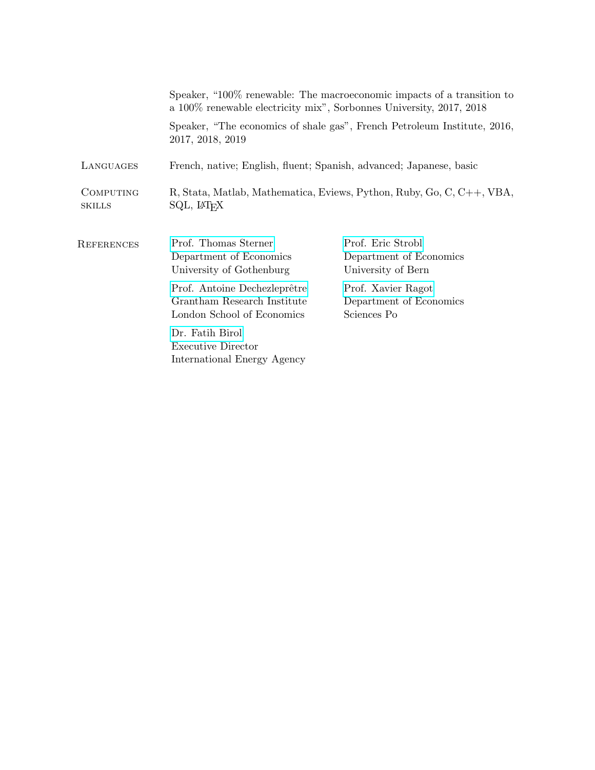Speaker, “100% renewable: The macroeconomic impacts of a transition to a 100% renewable electricity mix”, Sorbonnes University, 2017, 2018

Speaker, “The economics of shale gas”, French Petroleum Institute, 2016, 2017, 2018, 2019

## Languages

French, native; English, fluent; Spanish, advanced; Japanese, basic

## Computing skills

R, Stata, Matlab, Mathematica, Eviews, Python, Ruby, Go, C, C++, VBA, SQL, LaTeX

## References

Prof. Thomas Sterner
Department of Economics
University of Gothenburg

Prof. Eric Strobl
Department of Economics
University of Bern

Prof. Antoine Dechezleprêtre
Grantham Research Institute
London School of Economics

Prof. Xavier Ragot
Department of Economics
Sciences Po

Dr. Fatih Birol
Executive Director
International Energy Agency